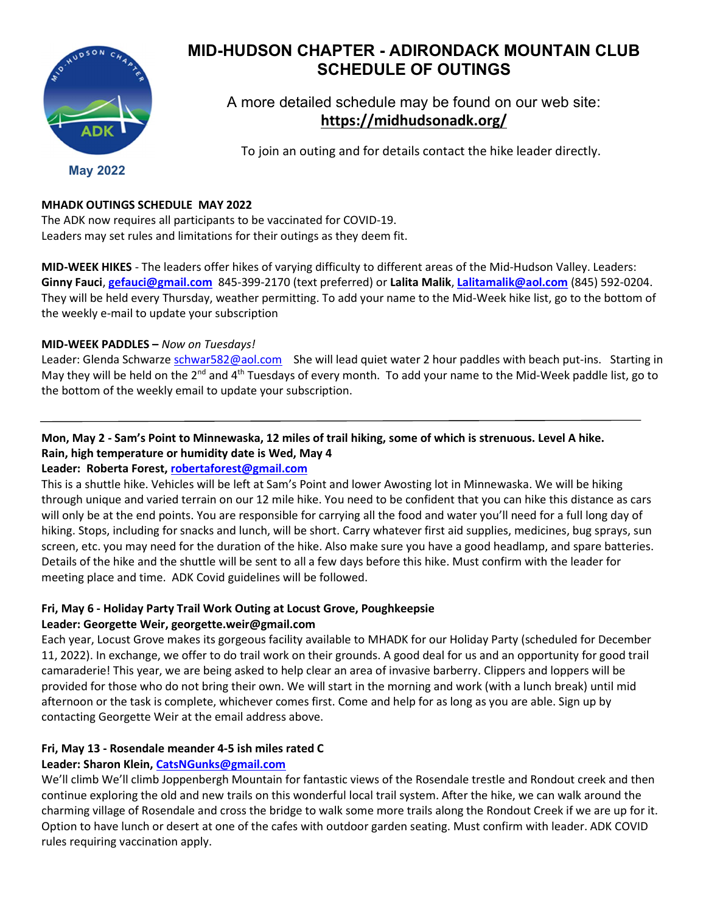# MID-HUDSON CHAPTER - ADIRONDACK MOUNTAIN CLUB SCHEDULE OF OUTINGS

May 2022

A more detailed schedule may be found on our web site:
**https://midhudsonadk.org/**

To join an outing and for details contact the hike leader directly.

**MHADK OUTINGS SCHEDULE MAY 2022**
The ADK now requires all participants to be vaccinated for COVID-19.
Leaders may set rules and limitations for their outings as they deem fit.

**MID-WEEK HIKES** - The leaders offer hikes of varying difficulty to different areas of the Mid-Hudson Valley. Leaders: **Ginny Fauci**, **gefauci@gmail.com** 845-399-2170 (text preferred) or **Lalita Malik**, **Lalitamalik@aol.com** (845) 592-0204. They will be held every Thursday, weather permitting. To add your name to the Mid-Week hike list, go to the bottom of the weekly e-mail to update your subscription

**MID-WEEK PADDLES** – *Now on Tuesdays!*
Leader: Glenda Schwarze schwar582@aol.com She will lead quiet water 2 hour paddles with beach put-ins. Starting in May they will be held on the 2nd and 4th Tuesdays of every month. To add your name to the Mid-Week paddle list, go to the bottom of the weekly email to update your subscription.

---

**Mon, May 2 - Sam's Point to Minnewaska, 12 miles of trail hiking, some of which is strenuous. Level A hike. Rain, high temperature or humidity date is Wed, May 4**
**Leader: Roberta Forest, robertaforest@gmail.com**
This is a shuttle hike. Vehicles will be left at Sam's Point and lower Awosting lot in Minnewaska. We will be hiking through unique and varied terrain on our 12 mile hike. You need to be confident that you can hike this distance as cars will only be at the end points. You are responsible for carrying all the food and water you'll need for a full long day of hiking. Stops, including for snacks and lunch, will be short. Carry whatever first aid supplies, medicines, bug sprays, sun screen, etc. you may need for the duration of the hike. Also make sure you have a good headlamp, and spare batteries. Details of the hike and the shuttle will be sent to all a few days before this hike. Must confirm with the leader for meeting place and time. ADK Covid guidelines will be followed.

**Fri, May 6 - Holiday Party Trail Work Outing at Locust Grove, Poughkeepsie**
**Leader: Georgette Weir, georgette.weir@gmail.com**
Each year, Locust Grove makes its gorgeous facility available to MHADK for our Holiday Party (scheduled for December 11, 2022). In exchange, we offer to do trail work on their grounds. A good deal for us and an opportunity for good trail camaraderie! This year, we are being asked to help clear an area of invasive barberry. Clippers and loppers will be provided for those who do not bring their own. We will start in the morning and work (with a lunch break) until mid afternoon or the task is complete, whichever comes first. Come and help for as long as you are able. Sign up by contacting Georgette Weir at the email address above.

**Fri, May 13 - Rosendale meander 4-5 ish miles rated C**
**Leader: Sharon Klein, CatsNGunks@gmail.com**
We'll climb We'll climb Joppenbergh Mountain for fantastic views of the Rosendale trestle and Rondout creek and then continue exploring the old and new trails on this wonderful local trail system. After the hike, we can walk around the charming village of Rosendale and cross the bridge to walk some more trails along the Rondout Creek if we are up for it. Option to have lunch or desert at one of the cafes with outdoor garden seating. Must confirm with leader. ADK COVID rules requiring vaccination apply.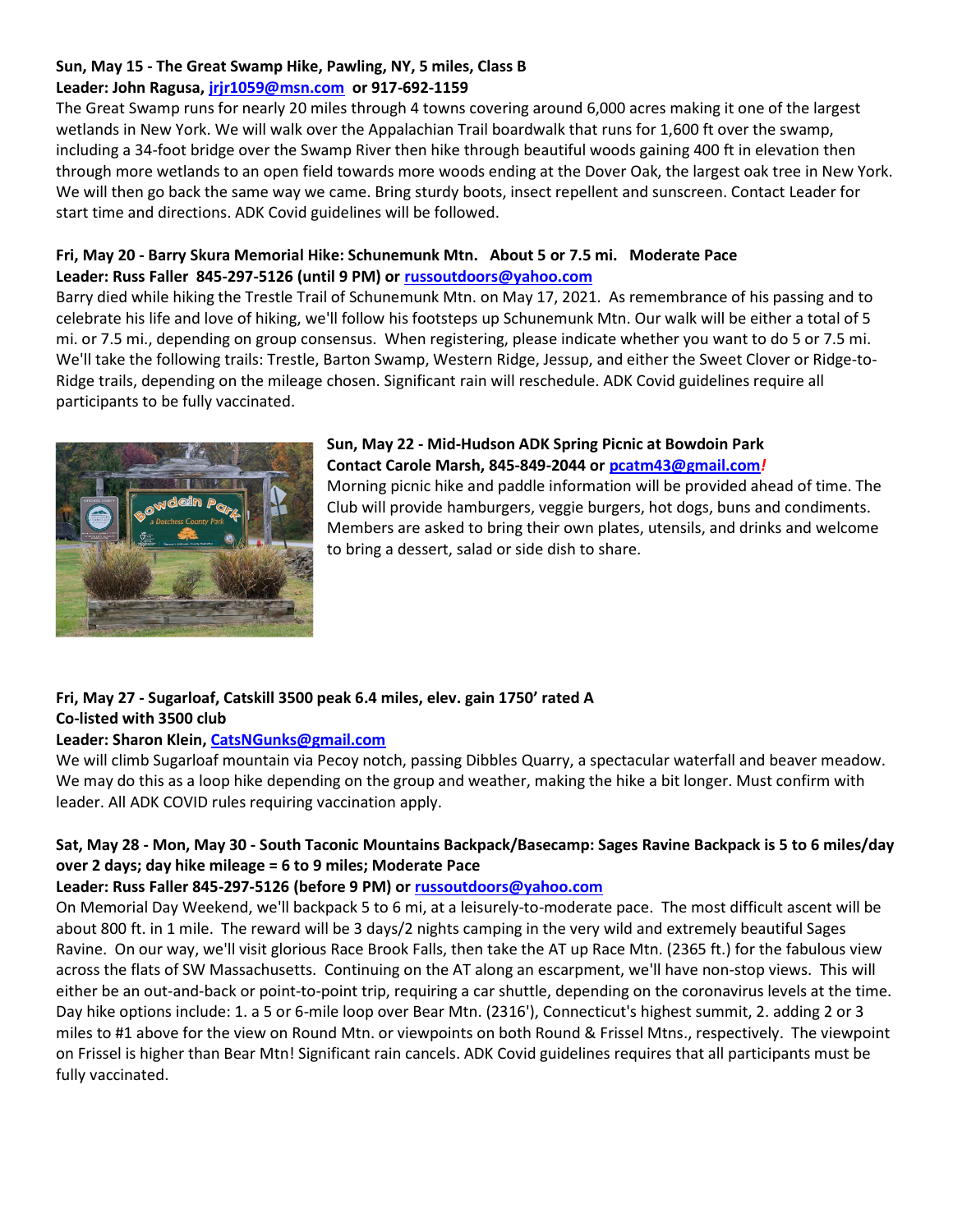**Sun, May 15 - The Great Swamp Hike, Pawling, NY, 5 miles, Class B**
**Leader: John Ragusa, jrjr1059@msn.com or 917-692-1159**

The Great Swamp runs for nearly 20 miles through 4 towns covering around 6,000 acres making it one of the largest wetlands in New York. We will walk over the Appalachian Trail boardwalk that runs for 1,600 ft over the swamp, including a 34-foot bridge over the Swamp River then hike through beautiful woods gaining 400 ft in elevation then through more wetlands to an open field towards more woods ending at the Dover Oak, the largest oak tree in New York. We will then go back the same way we came. Bring sturdy boots, insect repellent and sunscreen. Contact Leader for start time and directions. ADK Covid guidelines will be followed.

**Fri, May 20 - Barry Skura Memorial Hike: Schunemunk Mtn. About 5 or 7.5 mi. Moderate Pace**
**Leader: Russ Faller 845-297-5126 (until 9 PM) or russoutdoors@yahoo.com**

Barry died while hiking the Trestle Trail of Schunemunk Mtn. on May 17, 2021. As remembrance of his passing and to celebrate his life and love of hiking, we'll follow his footsteps up Schunemunk Mtn. Our walk will be either a total of 5 mi. or 7.5 mi., depending on group consensus. When registering, please indicate whether you want to do 5 or 7.5 mi. We'll take the following trails: Trestle, Barton Swamp, Western Ridge, Jessup, and either the Sweet Clover or Ridge-to-Ridge trails, depending on the mileage chosen. Significant rain will reschedule. ADK Covid guidelines require all participants to be fully vaccinated.

**Sun, May 22 - Mid-Hudson ADK Spring Picnic at Bowdoin Park**
**Contact Carole Marsh, 845-849-2044 or pcatm43@gmail.com!**

Morning picnic hike and paddle information will be provided ahead of time. The Club will provide hamburgers, veggie burgers, hot dogs, buns and condiments. Members are asked to bring their own plates, utensils, and drinks and welcome to bring a dessert, salad or side dish to share.

**Fri, May 27 - Sugarloaf, Catskill 3500 peak 6.4 miles, elev. gain 1750' rated A**
**Co-listed with 3500 club**
**Leader: Sharon Klein, CatsNGunks@gmail.com**

We will climb Sugarloaf mountain via Pecoy notch, passing Dibbles Quarry, a spectacular waterfall and beaver meadow. We may do this as a loop hike depending on the group and weather, making the hike a bit longer. Must confirm with leader. All ADK COVID rules requiring vaccination apply.

**Sat, May 28 - Mon, May 30 - South Taconic Mountains Backpack/Basecamp: Sages Ravine Backpack is 5 to 6 miles/day over 2 days; day hike mileage = 6 to 9 miles; Moderate Pace**
**Leader: Russ Faller 845-297-5126 (before 9 PM) or russoutdoors@yahoo.com**

On Memorial Day Weekend, we'll backpack 5 to 6 mi, at a leisurely-to-moderate pace. The most difficult ascent will be about 800 ft. in 1 mile. The reward will be 3 days/2 nights camping in the very wild and extremely beautiful Sages Ravine. On our way, we'll visit glorious Race Brook Falls, then take the AT up Race Mtn. (2365 ft.) for the fabulous view across the flats of SW Massachusetts. Continuing on the AT along an escarpment, we'll have non-stop views. This will either be an out-and-back or point-to-point trip, requiring a car shuttle, depending on the coronavirus levels at the time. Day hike options include: 1. a 5 or 6-mile loop over Bear Mtn. (2316'), Connecticut's highest summit, 2. adding 2 or 3 miles to #1 above for the view on Round Mtn. or viewpoints on both Round & Frissel Mtns., respectively. The viewpoint on Frissel is higher than Bear Mtn! Significant rain cancels. ADK Covid guidelines requires that all participants must be fully vaccinated.